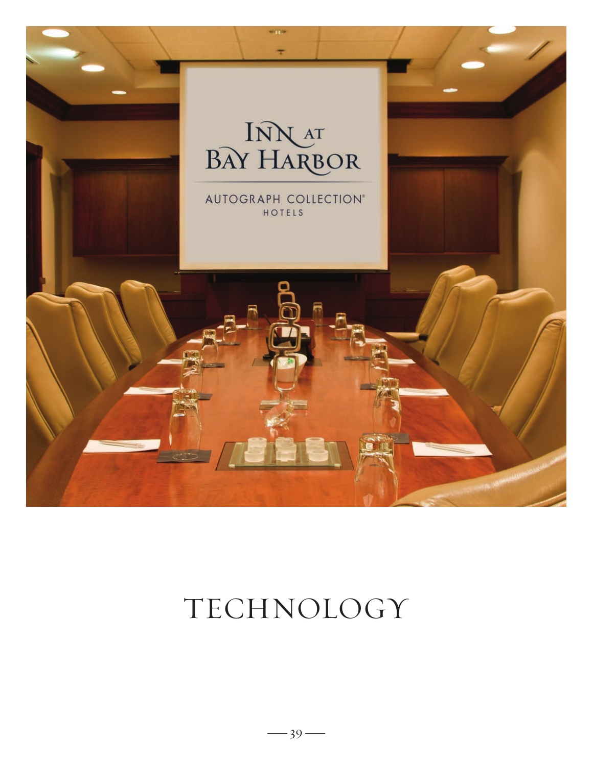# TECHNOLOGY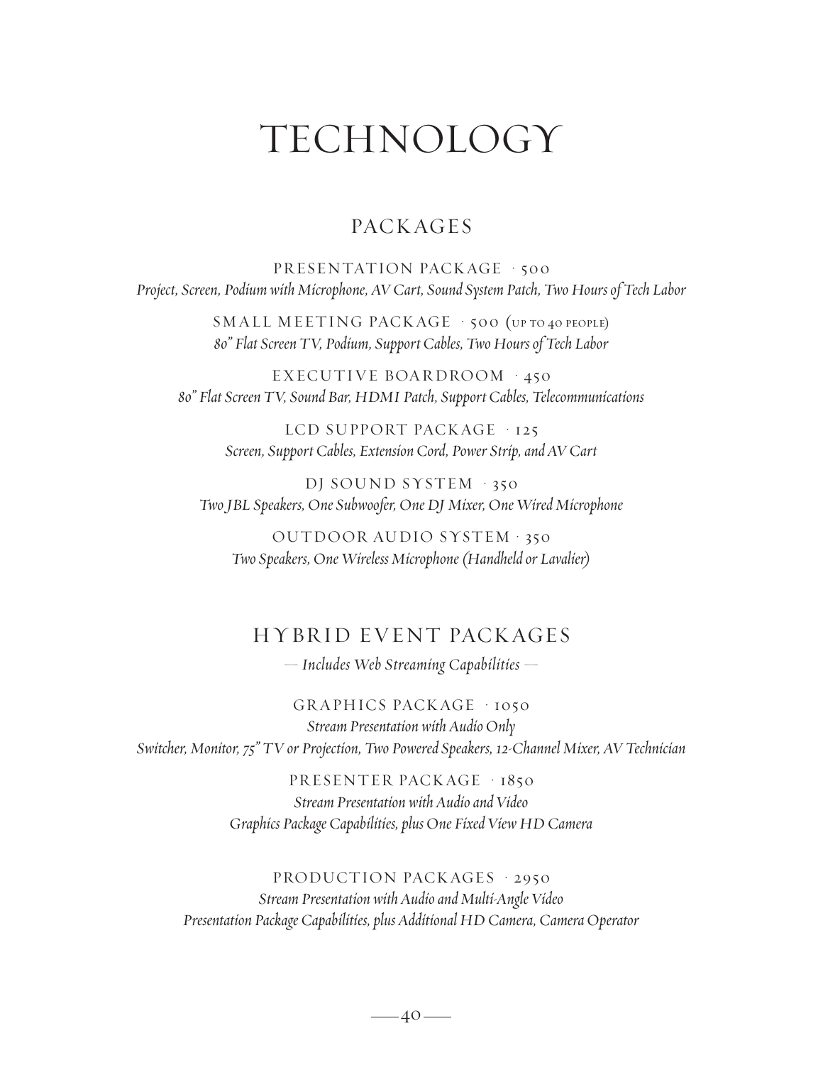# TECHNOLOGY

## PACKAGES

PRESENTATION PACKAGE · 500

*Project, Screen, Podium with Microphone, AV Cart, Sound System Patch, Two Hours of Tech Labor*

SMALL MEETING PACKAGE · 500 (UP TO 40 PEOPLE)

*80" Flat Screen TV, Podium, Support Cables, Two Hours of Tech Labor*

EXECUTIVE BOARDROOM · 450

*80" Flat Screen TV, Sound Bar, HDMI Patch, Support Cables, Telecommunications*

LCD SUPPORT PACKAGE · 125

*Screen, Support Cables, Extension Cord, Power Strip, and AV Cart*

DJ SOUND SYSTEM · 350

*Two JBL Speakers, One Subwoofer, One DJ Mixer, One Wired Microphone*

OUTDOOR AUDIO SYSTEM · 350

*Two Speakers, One Wireless Microphone (Handheld or Lavalier)*

## HYBRID EVENT PACKAGES

*— Includes Web Streaming Capabilities —*

GRAPHICS PACKAGE · 1050

*Stream Presentation with Audio Only*

*Switcher, Monitor, 75" TV or Projection, Two Powered Speakers, 12-Channel Mixer, AV Technician*

PRESENTER PACKAGE · 1850

*Stream Presentation with Audio and Video*

*Graphics Package Capabilities, plus One Fixed View HD Camera*

PRODUCTION PACKAGES · 2950

*Stream Presentation with Audio and Multi-Angle Video*

*Presentation Package Capabilities, plus Additional HD Camera, Camera Operator*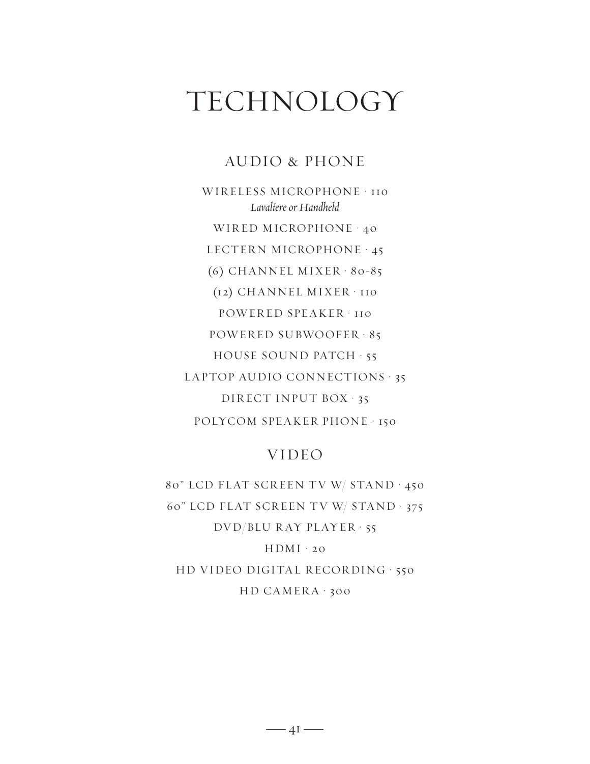# TECHNOLOGY

## AUDIO & PHONE

WIRELESS MICROPHONE · 110
*Lavaliere or Handheld*

WIRED MICROPHONE · 40

LECTERN MICROPHONE · 45

(6) CHANNEL MIXER · 80-85

(12) CHANNEL MIXER · 110

POWERED SPEAKER · 110

POWERED SUBWOOFER · 85

HOUSE SOUND PATCH · 55

LAPTOP AUDIO CONNECTIONS · 35

DIRECT INPUT BOX · 35

POLYCOM SPEAKER PHONE · 150

## VIDEO

80" LCD FLAT SCREEN TV W/ STAND · 450

60" LCD FLAT SCREEN TV W/ STAND · 375

DVD/BLU RAY PLAYER · 55

HDMI · 20

HD VIDEO DIGITAL RECORDING · 550

HD CAMERA · 300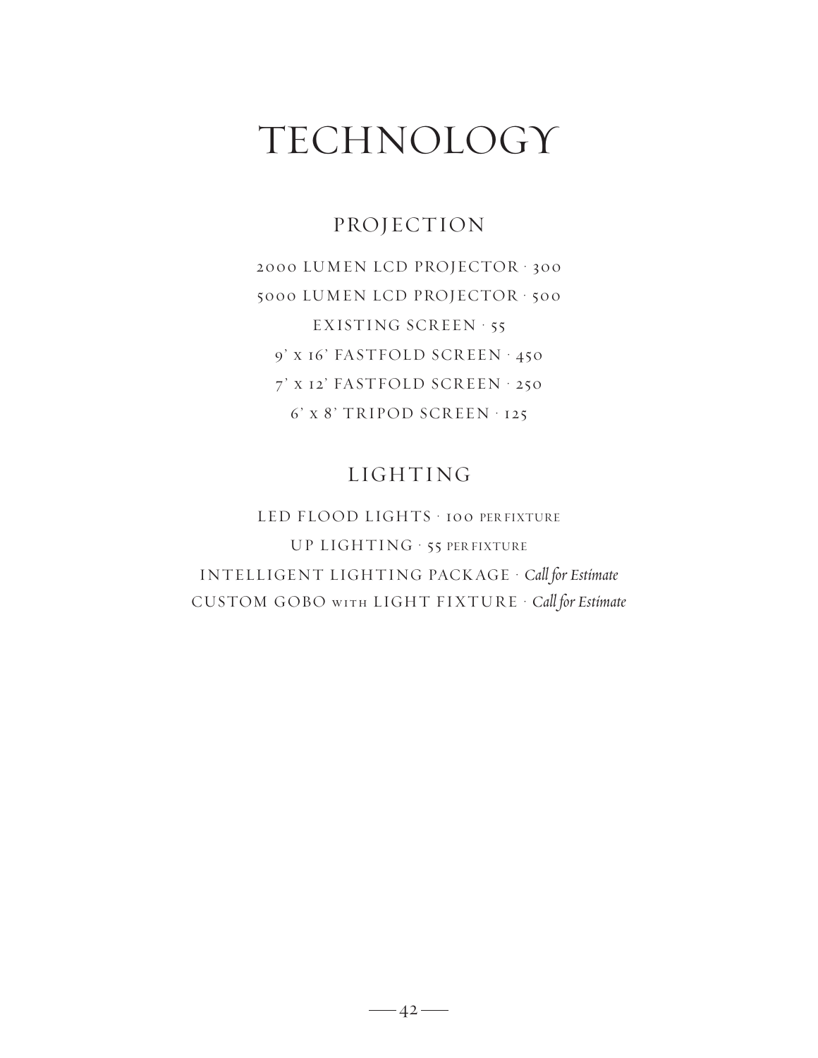# TECHNOLOGY

## PROJECTION

2000 LUMEN LCD PROJECTOR · 300

5000 LUMEN LCD PROJECTOR · 500

EXISTING SCREEN · 55

9' x 16' FASTFOLD SCREEN · 450

7' x 12' FASTFOLD SCREEN · 250

6' x 8' TRIPOD SCREEN · 125

## LIGHTING

LED FLOOD LIGHTS · 100 PER FIXTURE

UP LIGHTING · 55 PER FIXTURE

INTELLIGENT LIGHTING PACKAGE · *Call for Estimate*

CUSTOM GOBO WITH LIGHT FIXTURE · *Call for Estimate*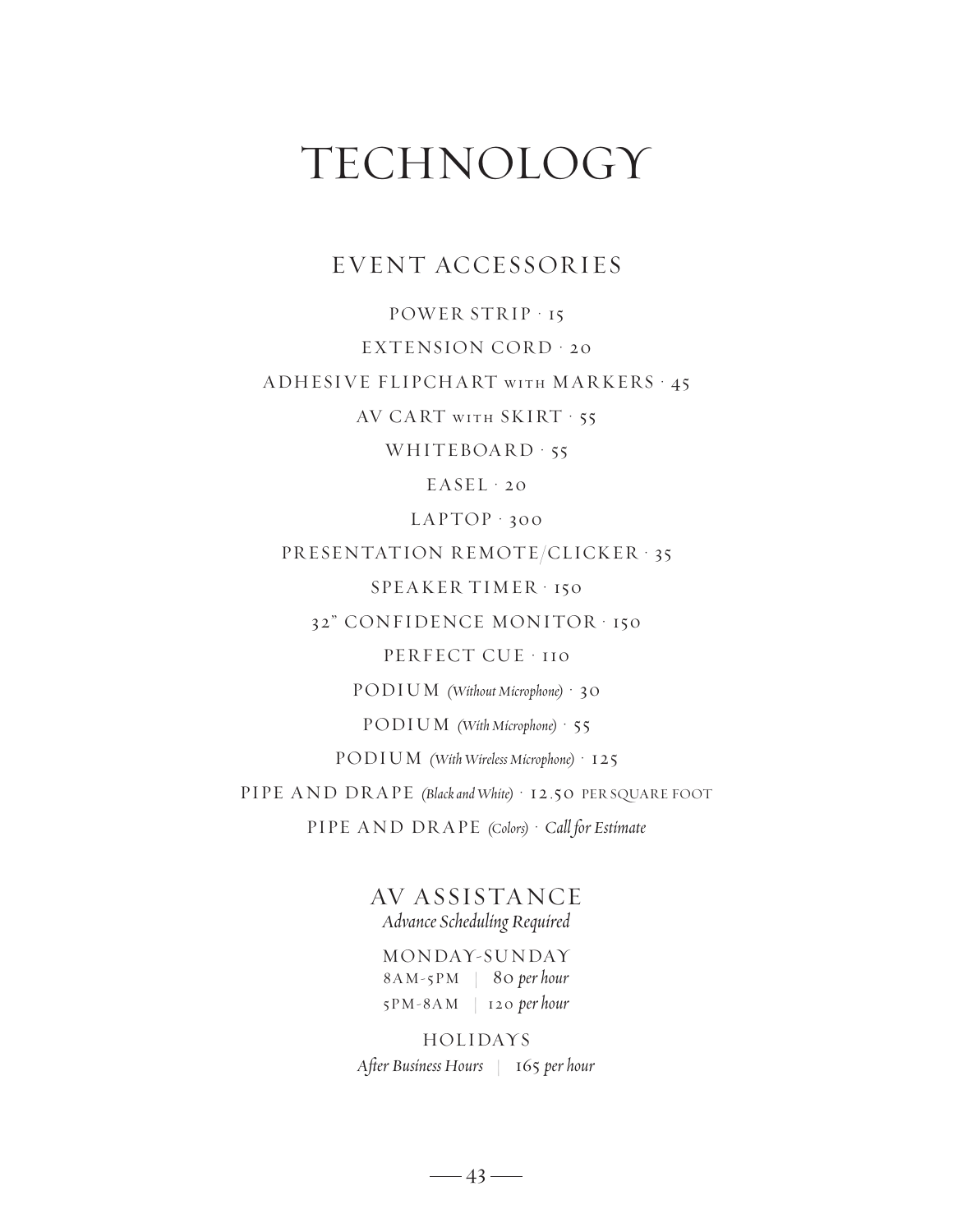# TECHNOLOGY

## EVENT ACCESSORIES

POWER STRIP · 15

EXTENSION CORD · 20

ADHESIVE FLIPCHART WITH MARKERS · 45

AV CART WITH SKIRT · 55

WHITEBOARD · 55

EASEL · 20

LAPTOP · 300

PRESENTATION REMOTE/CLICKER · 35

SPEAKER TIMER · 150

32" CONFIDENCE MONITOR · 150

PERFECT CUE · 110

PODIUM *(Without Microphone)* · 30

PODIUM *(With Microphone)* · 55

PODIUM *(With Wireless Microphone)* · 125

PIPE AND DRAPE *(Black and White)* · 12.50 PER SQUARE FOOT

PIPE AND DRAPE *(Colors)* · *Call for Estimate*

## AV ASSISTANCE

*Advance Scheduling Required*

MONDAY-SUNDAY

8AM-5PM | 80 *per hour*

5PM-8AM | 120 *per hour*

HOLIDAYS

*After Business Hours* | 165 *per hour*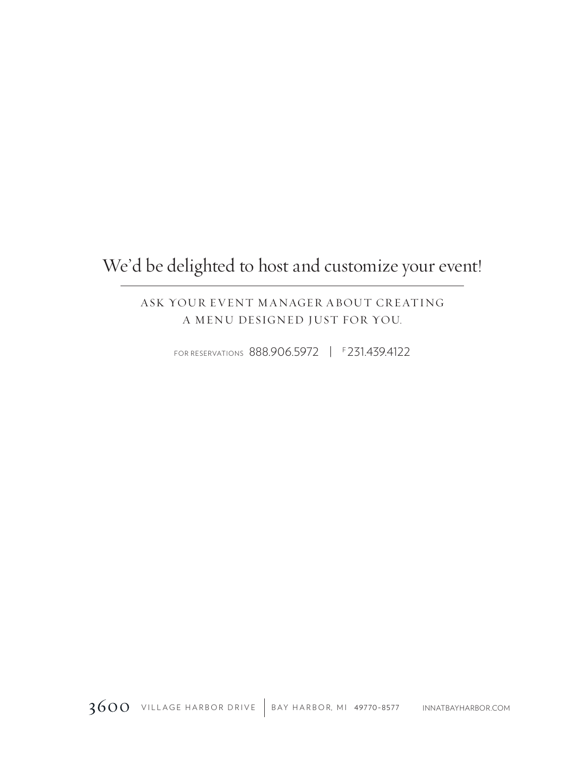# We'd be delighted to host and customize your event!

---

ASK YOUR EVENT MANAGER ABOUT CREATING
A MENU DESIGNED JUST FOR YOU.

FOR RESERVATIONS 888.906.5972 | F 231.439.4122

3600 VILLAGE HARBOR DRIVE | BAY HARBOR, MI 49770-8577 INNATBAYHARBOR.COM